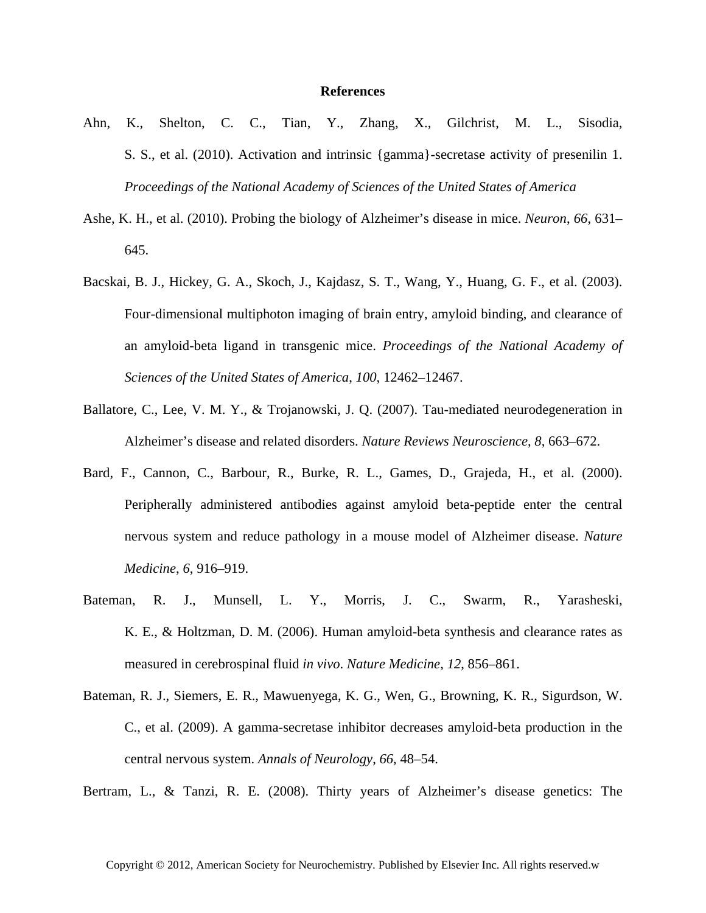## References

Ahn, K., Shelton, C. C., Tian, Y., Zhang, X., Gilchrist, M. L., Sisodia, S. S., et al. (2010). Activation and intrinsic {gamma}-secretase activity of presenilin 1. *Proceedings of the National Academy of Sciences of the United States of America*

Ashe, K. H., et al. (2010). Probing the biology of Alzheimer's disease in mice. *Neuron*, *66*, 631–645.

Bacskai, B. J., Hickey, G. A., Skoch, J., Kajdasz, S. T., Wang, Y., Huang, G. F., et al. (2003). Four-dimensional multiphoton imaging of brain entry, amyloid binding, and clearance of an amyloid-beta ligand in transgenic mice. *Proceedings of the National Academy of Sciences of the United States of America*, *100*, 12462–12467.

Ballatore, C., Lee, V. M. Y., & Trojanowski, J. Q. (2007). Tau-mediated neurodegeneration in Alzheimer's disease and related disorders. *Nature Reviews Neuroscience*, *8*, 663–672.

Bard, F., Cannon, C., Barbour, R., Burke, R. L., Games, D., Grajeda, H., et al. (2000). Peripherally administered antibodies against amyloid beta-peptide enter the central nervous system and reduce pathology in a mouse model of Alzheimer disease. *Nature Medicine*, *6*, 916–919.

Bateman, R. J., Munsell, L. Y., Morris, J. C., Swarm, R., Yarasheski, K. E., & Holtzman, D. M. (2006). Human amyloid-beta synthesis and clearance rates as measured in cerebrospinal fluid *in vivo*. *Nature Medicine*, *12*, 856–861.

Bateman, R. J., Siemers, E. R., Mawuenyega, K. G., Wen, G., Browning, K. R., Sigurdson, W. C., et al. (2009). A gamma-secretase inhibitor decreases amyloid-beta production in the central nervous system. *Annals of Neurology*, *66*, 48–54.

Bertram, L., & Tanzi, R. E. (2008). Thirty years of Alzheimer's disease genetics: The

Copyright © 2012, American Society for Neurochemistry. Published by Elsevier Inc. All rights reserved.w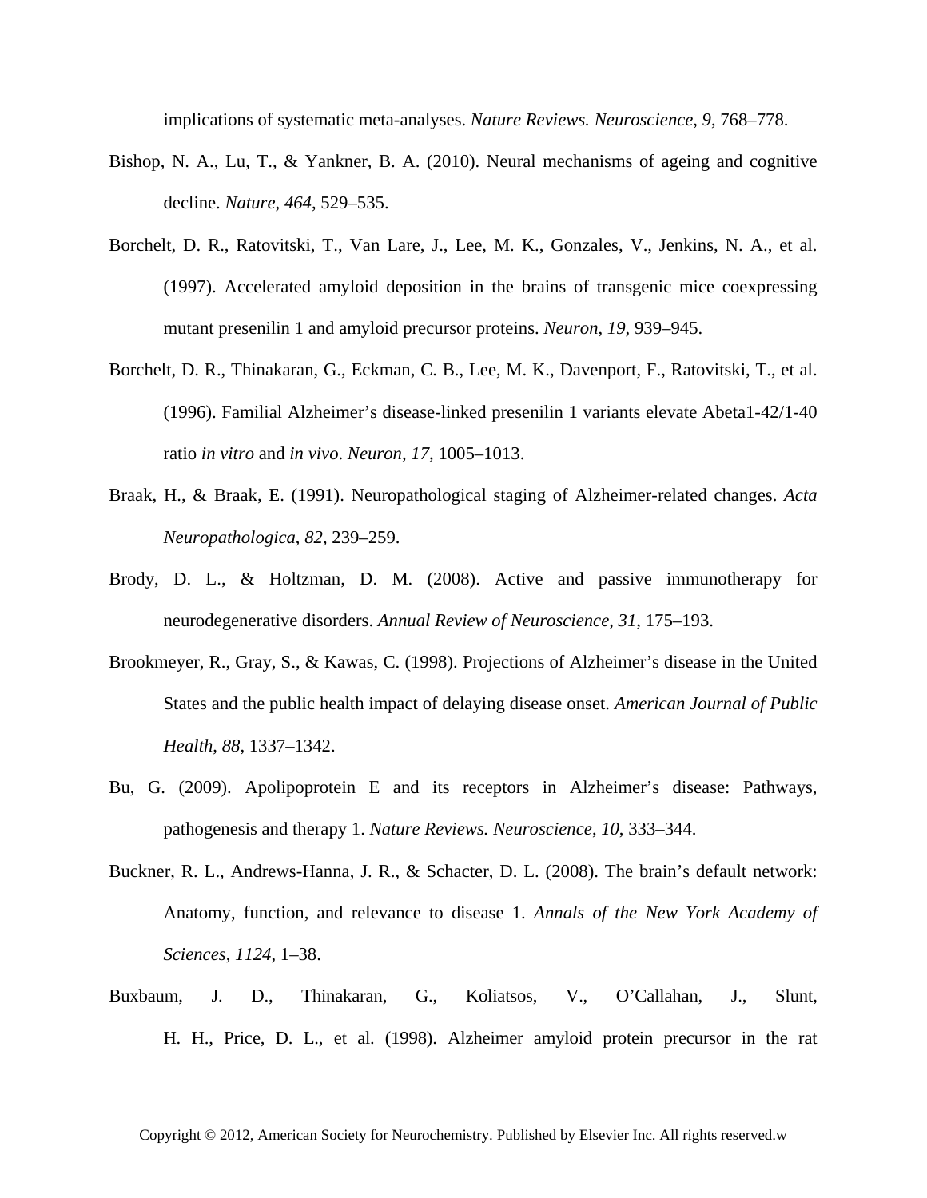implications of systematic meta-analyses. *Nature Reviews. Neuroscience*, *9*, 768–778.

Bishop, N. A., Lu, T., & Yankner, B. A. (2010). Neural mechanisms of ageing and cognitive decline. *Nature*, *464*, 529–535.

Borchelt, D. R., Ratovitski, T., Van Lare, J., Lee, M. K., Gonzales, V., Jenkins, N. A., et al. (1997). Accelerated amyloid deposition in the brains of transgenic mice coexpressing mutant presenilin 1 and amyloid precursor proteins. *Neuron*, *19*, 939–945.

Borchelt, D. R., Thinakaran, G., Eckman, C. B., Lee, M. K., Davenport, F., Ratovitski, T., et al. (1996). Familial Alzheimer's disease-linked presenilin 1 variants elevate Abeta1-42/1-40 ratio *in vitro* and *in vivo*. *Neuron*, *17*, 1005–1013.

Braak, H., & Braak, E. (1991). Neuropathological staging of Alzheimer-related changes. *Acta Neuropathologica*, *82*, 239–259.

Brody, D. L., & Holtzman, D. M. (2008). Active and passive immunotherapy for neurodegenerative disorders. *Annual Review of Neuroscience*, *31*, 175–193.

Brookmeyer, R., Gray, S., & Kawas, C. (1998). Projections of Alzheimer's disease in the United States and the public health impact of delaying disease onset. *American Journal of Public Health*, *88*, 1337–1342.

Bu, G. (2009). Apolipoprotein E and its receptors in Alzheimer's disease: Pathways, pathogenesis and therapy 1. *Nature Reviews. Neuroscience*, *10*, 333–344.

Buckner, R. L., Andrews-Hanna, J. R., & Schacter, D. L. (2008). The brain's default network: Anatomy, function, and relevance to disease 1. *Annals of the New York Academy of Sciences*, *1124*, 1–38.

Buxbaum, J. D., Thinakaran, G., Koliatsos, V., O'Callahan, J., Slunt, H. H., Price, D. L., et al. (1998). Alzheimer amyloid protein precursor in the rat

Copyright © 2012, American Society for Neurochemistry. Published by Elsevier Inc. All rights reserved.w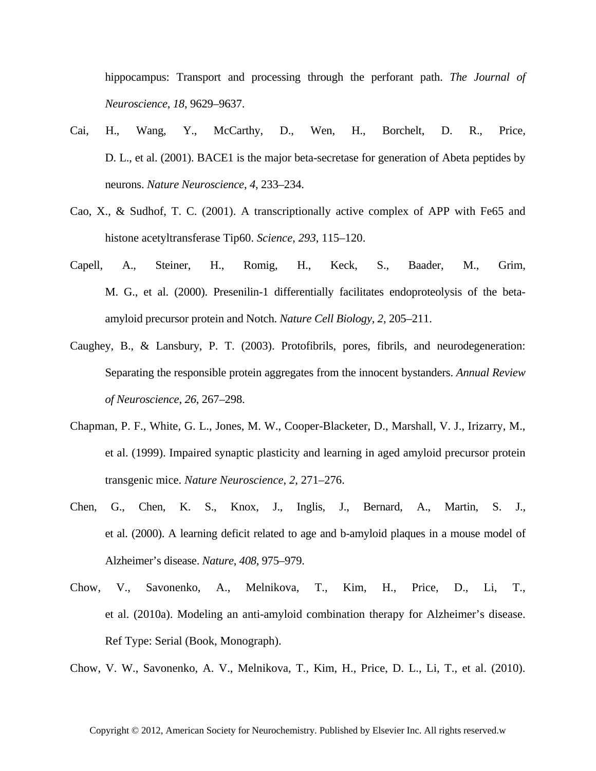hippocampus: Transport and processing through the perforant path. *The Journal of Neuroscience*, *18*, 9629–9637.

Cai, H., Wang, Y., McCarthy, D., Wen, H., Borchelt, D. R., Price, D. L., et al. (2001). BACE1 is the major beta-secretase for generation of Abeta peptides by neurons. *Nature Neuroscience*, *4*, 233–234.

Cao, X., & Sudhof, T. C. (2001). A transcriptionally active complex of APP with Fe65 and histone acetyltransferase Tip60. *Science*, *293*, 115–120.

Capell, A., Steiner, H., Romig, H., Keck, S., Baader, M., Grim, M. G., et al. (2000). Presenilin-1 differentially facilitates endoproteolysis of the beta-amyloid precursor protein and Notch. *Nature Cell Biology*, *2*, 205–211.

Caughey, B., & Lansbury, P. T. (2003). Protofibrils, pores, fibrils, and neurodegeneration: Separating the responsible protein aggregates from the innocent bystanders. *Annual Review of Neuroscience*, *26*, 267–298.

Chapman, P. F., White, G. L., Jones, M. W., Cooper-Blacketer, D., Marshall, V. J., Irizarry, M., et al. (1999). Impaired synaptic plasticity and learning in aged amyloid precursor protein transgenic mice. *Nature Neuroscience*, *2*, 271–276.

Chen, G., Chen, K. S., Knox, J., Inglis, J., Bernard, A., Martin, S. J., et al. (2000). A learning deficit related to age and b-amyloid plaques in a mouse model of Alzheimer's disease. *Nature*, *408*, 975–979.

Chow, V., Savonenko, A., Melnikova, T., Kim, H., Price, D., Li, T., et al. (2010a). Modeling an anti-amyloid combination therapy for Alzheimer's disease. Ref Type: Serial (Book, Monograph).

Chow, V. W., Savonenko, A. V., Melnikova, T., Kim, H., Price, D. L., Li, T., et al. (2010).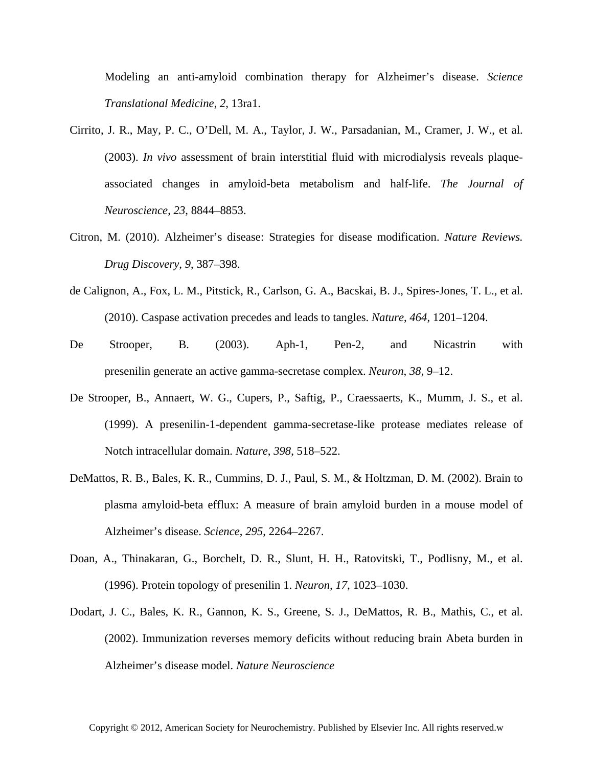Modeling an anti-amyloid combination therapy for Alzheimer's disease. *Science Translational Medicine*, *2*, 13ra1.

Cirrito, J. R., May, P. C., O'Dell, M. A., Taylor, J. W., Parsadanian, M., Cramer, J. W., et al. (2003). *In vivo* assessment of brain interstitial fluid with microdialysis reveals plaque-associated changes in amyloid-beta metabolism and half-life. *The Journal of Neuroscience*, *23*, 8844–8853.

Citron, M. (2010). Alzheimer's disease: Strategies for disease modification. *Nature Reviews. Drug Discovery*, *9*, 387–398.

de Calignon, A., Fox, L. M., Pitstick, R., Carlson, G. A., Bacskai, B. J., Spires-Jones, T. L., et al. (2010). Caspase activation precedes and leads to tangles. *Nature*, *464*, 1201–1204.

De Strooper, B. (2003). Aph-1, Pen-2, and Nicastrin with presenilin generate an active gamma-secretase complex. *Neuron*, *38*, 9–12.

De Strooper, B., Annaert, W. G., Cupers, P., Saftig, P., Craessaerts, K., Mumm, J. S., et al. (1999). A presenilin-1-dependent gamma-secretase-like protease mediates release of Notch intracellular domain. *Nature*, *398*, 518–522.

DeMattos, R. B., Bales, K. R., Cummins, D. J., Paul, S. M., & Holtzman, D. M. (2002). Brain to plasma amyloid-beta efflux: A measure of brain amyloid burden in a mouse model of Alzheimer's disease. *Science*, *295*, 2264–2267.

Doan, A., Thinakaran, G., Borchelt, D. R., Slunt, H. H., Ratovitski, T., Podlisny, M., et al. (1996). Protein topology of presenilin 1. *Neuron*, *17*, 1023–1030.

Dodart, J. C., Bales, K. R., Gannon, K. S., Greene, S. J., DeMattos, R. B., Mathis, C., et al. (2002). Immunization reverses memory deficits without reducing brain Abeta burden in Alzheimer's disease model. *Nature Neuroscience*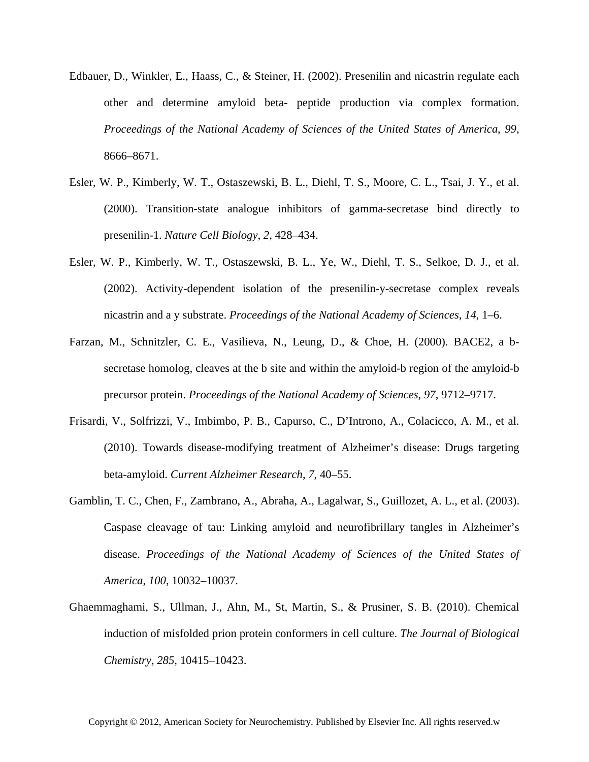Edbauer, D., Winkler, E., Haass, C., & Steiner, H. (2002). Presenilin and nicastrin regulate each other and determine amyloid beta- peptide production via complex formation. *Proceedings of the National Academy of Sciences of the United States of America*, *99*, 8666–8671.

Esler, W. P., Kimberly, W. T., Ostaszewski, B. L., Diehl, T. S., Moore, C. L., Tsai, J. Y., et al. (2000). Transition-state analogue inhibitors of gamma-secretase bind directly to presenilin-1. *Nature Cell Biology*, *2*, 428–434.

Esler, W. P., Kimberly, W. T., Ostaszewski, B. L., Ye, W., Diehl, T. S., Selkoe, D. J., et al. (2002). Activity-dependent isolation of the presenilin-y-secretase complex reveals nicastrin and a y substrate. *Proceedings of the National Academy of Sciences*, *14*, 1–6.

Farzan, M., Schnitzler, C. E., Vasilieva, N., Leung, D., & Choe, H. (2000). BACE2, a b-secretase homolog, cleaves at the b site and within the amyloid-b region of the amyloid-b precursor protein. *Proceedings of the National Academy of Sciences*, *97*, 9712–9717.

Frisardi, V., Solfrizzi, V., Imbimbo, P. B., Capurso, C., D'Introno, A., Colacicco, A. M., et al. (2010). Towards disease-modifying treatment of Alzheimer's disease: Drugs targeting beta-amyloid. *Current Alzheimer Research*, *7*, 40–55.

Gamblin, T. C., Chen, F., Zambrano, A., Abraha, A., Lagalwar, S., Guillozet, A. L., et al. (2003). Caspase cleavage of tau: Linking amyloid and neurofibrillary tangles in Alzheimer's disease. *Proceedings of the National Academy of Sciences of the United States of America*, *100*, 10032–10037.

Ghaemmaghami, S., Ullman, J., Ahn, M., St, Martin, S., & Prusiner, S. B. (2010). Chemical induction of misfolded prion protein conformers in cell culture. *The Journal of Biological Chemistry*, *285*, 10415–10423.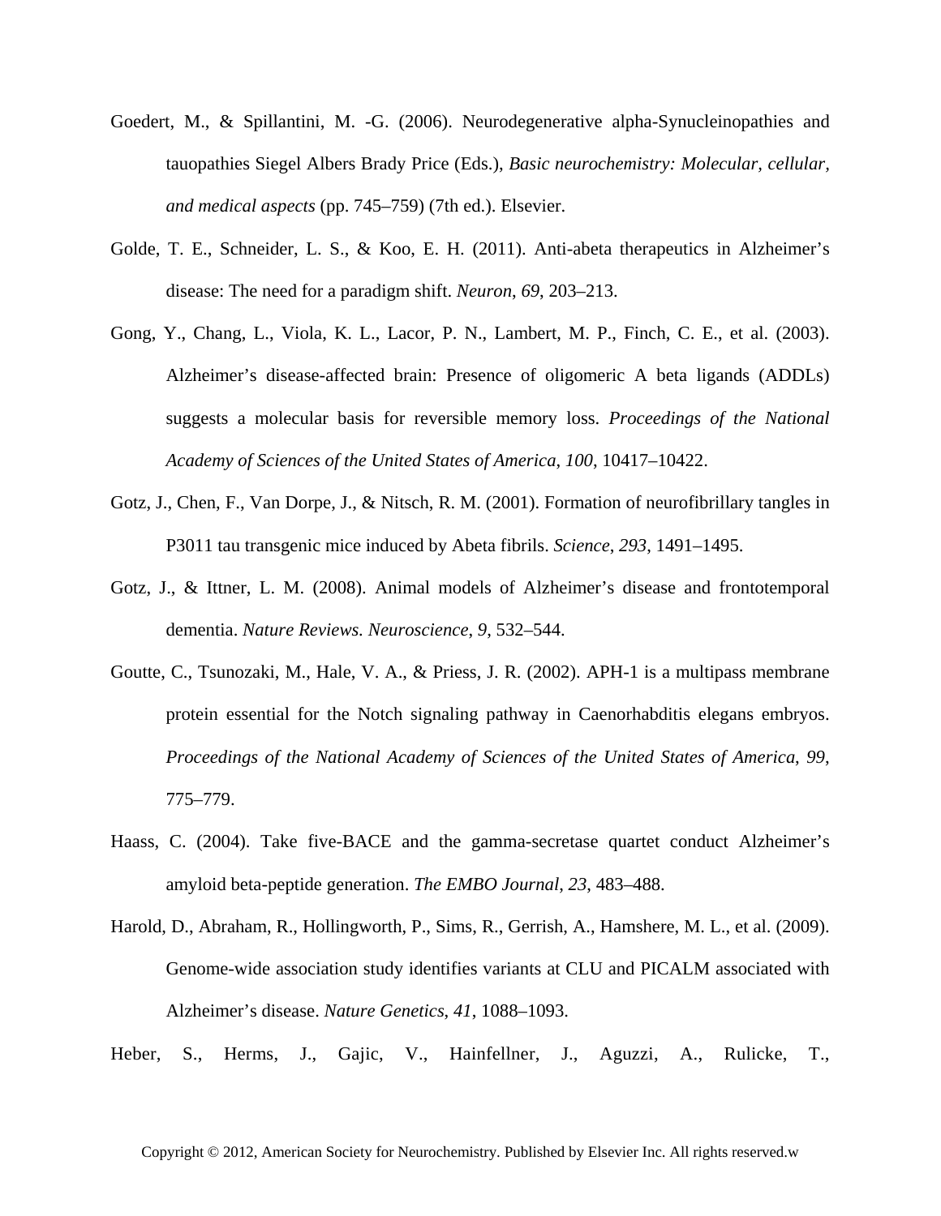Goedert, M., & Spillantini, M. -G. (2006). Neurodegenerative alpha-Synucleinopathies and tauopathies Siegel Albers Brady Price (Eds.), *Basic neurochemistry: Molecular, cellular, and medical aspects* (pp. 745–759) (7th ed.). Elsevier.

Golde, T. E., Schneider, L. S., & Koo, E. H. (2011). Anti-abeta therapeutics in Alzheimer's disease: The need for a paradigm shift. *Neuron*, *69*, 203–213.

Gong, Y., Chang, L., Viola, K. L., Lacor, P. N., Lambert, M. P., Finch, C. E., et al. (2003). Alzheimer's disease-affected brain: Presence of oligomeric A beta ligands (ADDLs) suggests a molecular basis for reversible memory loss. *Proceedings of the National Academy of Sciences of the United States of America*, *100*, 10417–10422.

Gotz, J., Chen, F., Van Dorpe, J., & Nitsch, R. M. (2001). Formation of neurofibrillary tangles in P3011 tau transgenic mice induced by Abeta fibrils. *Science*, *293*, 1491–1495.

Gotz, J., & Ittner, L. M. (2008). Animal models of Alzheimer's disease and frontotemporal dementia. *Nature Reviews. Neuroscience*, *9*, 532–544.

Goutte, C., Tsunozaki, M., Hale, V. A., & Priess, J. R. (2002). APH-1 is a multipass membrane protein essential for the Notch signaling pathway in Caenorhabditis elegans embryos. *Proceedings of the National Academy of Sciences of the United States of America*, *99*, 775–779.

Haass, C. (2004). Take five-BACE and the gamma-secretase quartet conduct Alzheimer's amyloid beta-peptide generation. *The EMBO Journal*, *23*, 483–488.

Harold, D., Abraham, R., Hollingworth, P., Sims, R., Gerrish, A., Hamshere, M. L., et al. (2009). Genome-wide association study identifies variants at CLU and PICALM associated with Alzheimer's disease. *Nature Genetics*, *41*, 1088–1093.

Heber, S., Herms, J., Gajic, V., Hainfellner, J., Aguzzi, A., Rulicke, T.,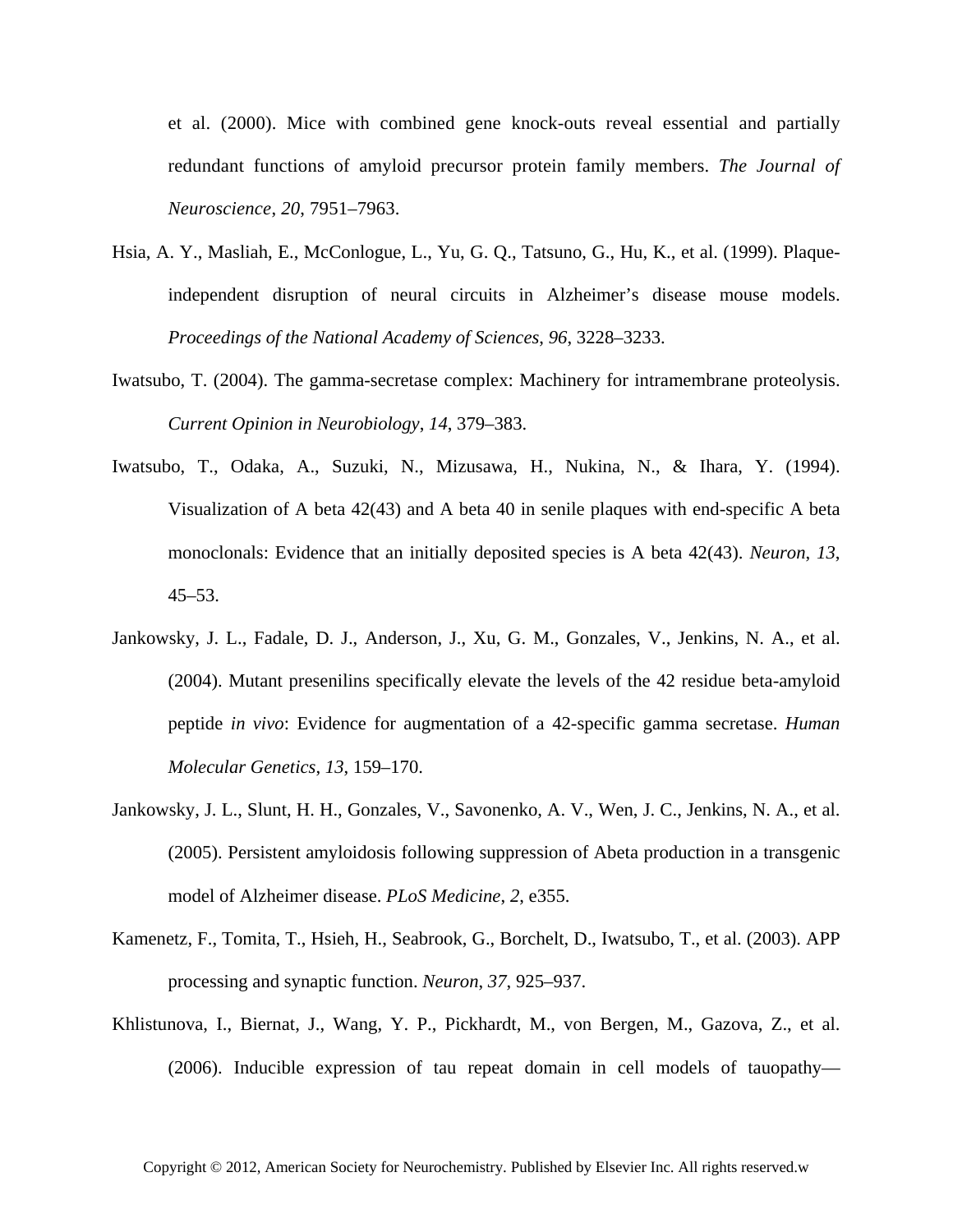et al. (2000). Mice with combined gene knock-outs reveal essential and partially redundant functions of amyloid precursor protein family members. *The Journal of Neuroscience*, *20*, 7951–7963.

Hsia, A. Y., Masliah, E., McConlogue, L., Yu, G. Q., Tatsuno, G., Hu, K., et al. (1999). Plaque-independent disruption of neural circuits in Alzheimer's disease mouse models. *Proceedings of the National Academy of Sciences*, *96*, 3228–3233.

Iwatsubo, T. (2004). The gamma-secretase complex: Machinery for intramembrane proteolysis. *Current Opinion in Neurobiology*, *14*, 379–383.

Iwatsubo, T., Odaka, A., Suzuki, N., Mizusawa, H., Nukina, N., & Ihara, Y. (1994). Visualization of A beta 42(43) and A beta 40 in senile plaques with end-specific A beta monoclonals: Evidence that an initially deposited species is A beta 42(43). *Neuron*, *13*, 45–53.

Jankowsky, J. L., Fadale, D. J., Anderson, J., Xu, G. M., Gonzales, V., Jenkins, N. A., et al. (2004). Mutant presenilins specifically elevate the levels of the 42 residue beta-amyloid peptide *in vivo*: Evidence for augmentation of a 42-specific gamma secretase. *Human Molecular Genetics*, *13*, 159–170.

Jankowsky, J. L., Slunt, H. H., Gonzales, V., Savonenko, A. V., Wen, J. C., Jenkins, N. A., et al. (2005). Persistent amyloidosis following suppression of Abeta production in a transgenic model of Alzheimer disease. *PLoS Medicine*, *2*, e355.

Kamenetz, F., Tomita, T., Hsieh, H., Seabrook, G., Borchelt, D., Iwatsubo, T., et al. (2003). APP processing and synaptic function. *Neuron*, *37*, 925–937.

Khlistunova, I., Biernat, J., Wang, Y. P., Pickhardt, M., von Bergen, M., Gazova, Z., et al. (2006). Inducible expression of tau repeat domain in cell models of tauopathy—

Copyright © 2012, American Society for Neurochemistry. Published by Elsevier Inc. All rights reserved.w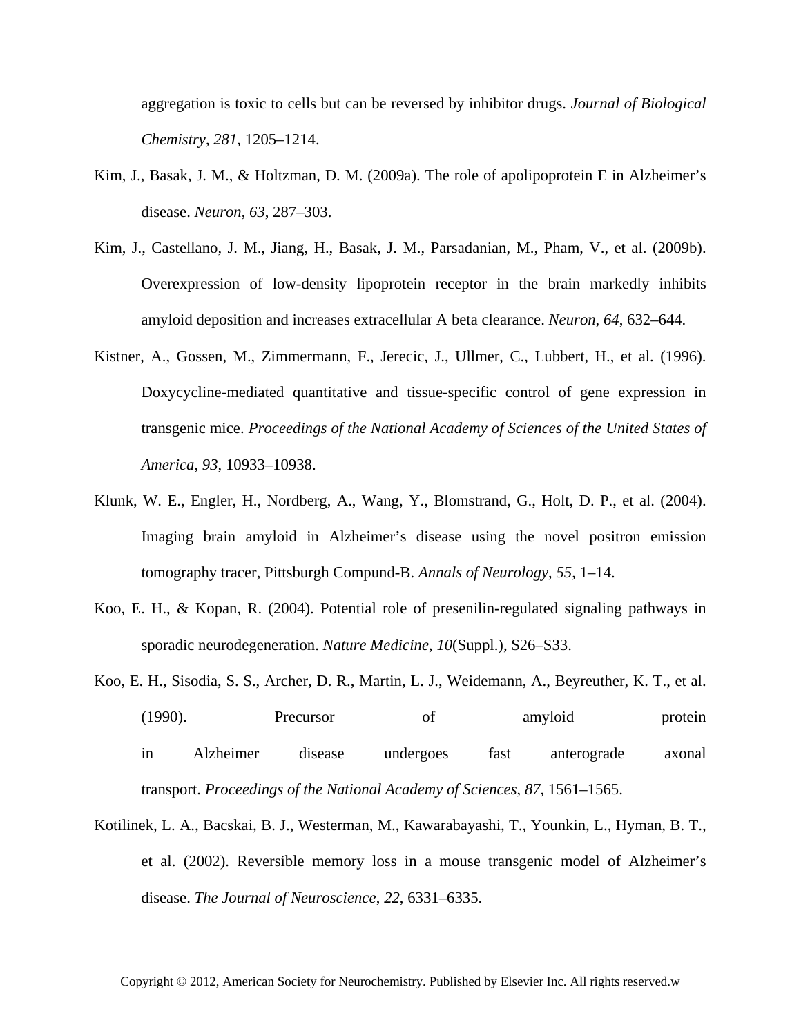aggregation is toxic to cells but can be reversed by inhibitor drugs. *Journal of Biological Chemistry*, *281*, 1205–1214.

Kim, J., Basak, J. M., & Holtzman, D. M. (2009a). The role of apolipoprotein E in Alzheimer's disease. *Neuron*, *63*, 287–303.

Kim, J., Castellano, J. M., Jiang, H., Basak, J. M., Parsadanian, M., Pham, V., et al. (2009b). Overexpression of low-density lipoprotein receptor in the brain markedly inhibits amyloid deposition and increases extracellular A beta clearance. *Neuron*, *64*, 632–644.

Kistner, A., Gossen, M., Zimmermann, F., Jerecic, J., Ullmer, C., Lubbert, H., et al. (1996). Doxycycline-mediated quantitative and tissue-specific control of gene expression in transgenic mice. *Proceedings of the National Academy of Sciences of the United States of America*, *93*, 10933–10938.

Klunk, W. E., Engler, H., Nordberg, A., Wang, Y., Blomstrand, G., Holt, D. P., et al. (2004). Imaging brain amyloid in Alzheimer's disease using the novel positron emission tomography tracer, Pittsburgh Compund-B. *Annals of Neurology*, *55*, 1–14.

Koo, E. H., & Kopan, R. (2004). Potential role of presenilin-regulated signaling pathways in sporadic neurodegeneration. *Nature Medicine*, *10*(Suppl.), S26–S33.

Koo, E. H., Sisodia, S. S., Archer, D. R., Martin, L. J., Weidemann, A., Beyreuther, K. T., et al. (1990). Precursor of amyloid protein in Alzheimer disease undergoes fast anterograde axonal transport. *Proceedings of the National Academy of Sciences*, *87*, 1561–1565.

Kotilinek, L. A., Bacskai, B. J., Westerman, M., Kawarabayashi, T., Younkin, L., Hyman, B. T., et al. (2002). Reversible memory loss in a mouse transgenic model of Alzheimer's disease. *The Journal of Neuroscience*, *22*, 6331–6335.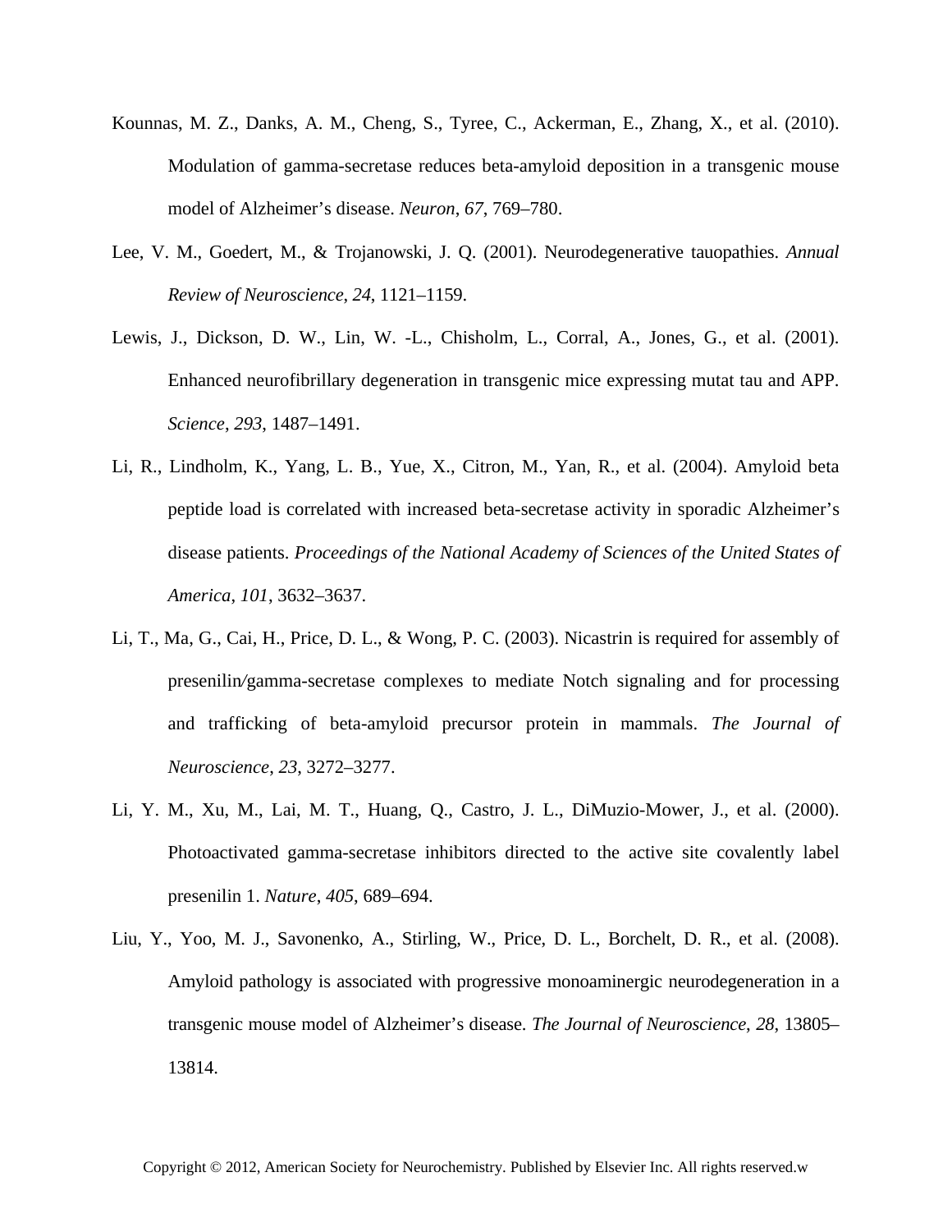Kounnas, M. Z., Danks, A. M., Cheng, S., Tyree, C., Ackerman, E., Zhang, X., et al. (2010). Modulation of gamma-secretase reduces beta-amyloid deposition in a transgenic mouse model of Alzheimer's disease. *Neuron*, *67*, 769–780.

Lee, V. M., Goedert, M., & Trojanowski, J. Q. (2001). Neurodegenerative tauopathies. *Annual Review of Neuroscience*, *24*, 1121–1159.

Lewis, J., Dickson, D. W., Lin, W. -L., Chisholm, L., Corral, A., Jones, G., et al. (2001). Enhanced neurofibrillary degeneration in transgenic mice expressing mutat tau and APP. *Science*, *293*, 1487–1491.

Li, R., Lindholm, K., Yang, L. B., Yue, X., Citron, M., Yan, R., et al. (2004). Amyloid beta peptide load is correlated with increased beta-secretase activity in sporadic Alzheimer's disease patients. *Proceedings of the National Academy of Sciences of the United States of America*, *101*, 3632–3637.

Li, T., Ma, G., Cai, H., Price, D. L., & Wong, P. C. (2003). Nicastrin is required for assembly of presenilin/gamma-secretase complexes to mediate Notch signaling and for processing and trafficking of beta-amyloid precursor protein in mammals. *The Journal of Neuroscience*, *23*, 3272–3277.

Li, Y. M., Xu, M., Lai, M. T., Huang, Q., Castro, J. L., DiMuzio-Mower, J., et al. (2000). Photoactivated gamma-secretase inhibitors directed to the active site covalently label presenilin 1. *Nature*, *405*, 689–694.

Liu, Y., Yoo, M. J., Savonenko, A., Stirling, W., Price, D. L., Borchelt, D. R., et al. (2008). Amyloid pathology is associated with progressive monoaminergic neurodegeneration in a transgenic mouse model of Alzheimer's disease. *The Journal of Neuroscience*, *28*, 13805–13814.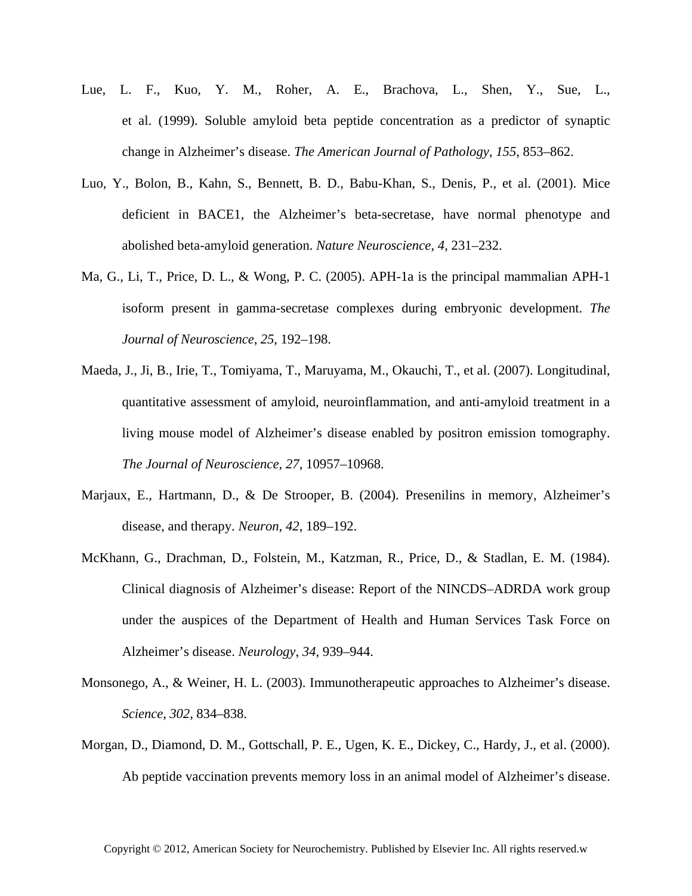Lue, L. F., Kuo, Y. M., Roher, A. E., Brachova, L., Shen, Y., Sue, L., et al. (1999). Soluble amyloid beta peptide concentration as a predictor of synaptic change in Alzheimer's disease. *The American Journal of Pathology*, *155*, 853–862.

Luo, Y., Bolon, B., Kahn, S., Bennett, B. D., Babu-Khan, S., Denis, P., et al. (2001). Mice deficient in BACE1, the Alzheimer's beta-secretase, have normal phenotype and abolished beta-amyloid generation. *Nature Neuroscience*, *4*, 231–232.

Ma, G., Li, T., Price, D. L., & Wong, P. C. (2005). APH-1a is the principal mammalian APH-1 isoform present in gamma-secretase complexes during embryonic development. *The Journal of Neuroscience*, *25*, 192–198.

Maeda, J., Ji, B., Irie, T., Tomiyama, T., Maruyama, M., Okauchi, T., et al. (2007). Longitudinal, quantitative assessment of amyloid, neuroinflammation, and anti-amyloid treatment in a living mouse model of Alzheimer's disease enabled by positron emission tomography. *The Journal of Neuroscience*, *27*, 10957–10968.

Marjaux, E., Hartmann, D., & De Strooper, B. (2004). Presenilins in memory, Alzheimer's disease, and therapy. *Neuron*, *42*, 189–192.

McKhann, G., Drachman, D., Folstein, M., Katzman, R., Price, D., & Stadlan, E. M. (1984). Clinical diagnosis of Alzheimer's disease: Report of the NINCDS–ADRDA work group under the auspices of the Department of Health and Human Services Task Force on Alzheimer's disease. *Neurology*, *34*, 939–944.

Monsonego, A., & Weiner, H. L. (2003). Immunotherapeutic approaches to Alzheimer's disease. *Science*, *302*, 834–838.

Morgan, D., Diamond, D. M., Gottschall, P. E., Ugen, K. E., Dickey, C., Hardy, J., et al. (2000). Ab peptide vaccination prevents memory loss in an animal model of Alzheimer's disease.

Copyright © 2012, American Society for Neurochemistry. Published by Elsevier Inc. All rights reserved.w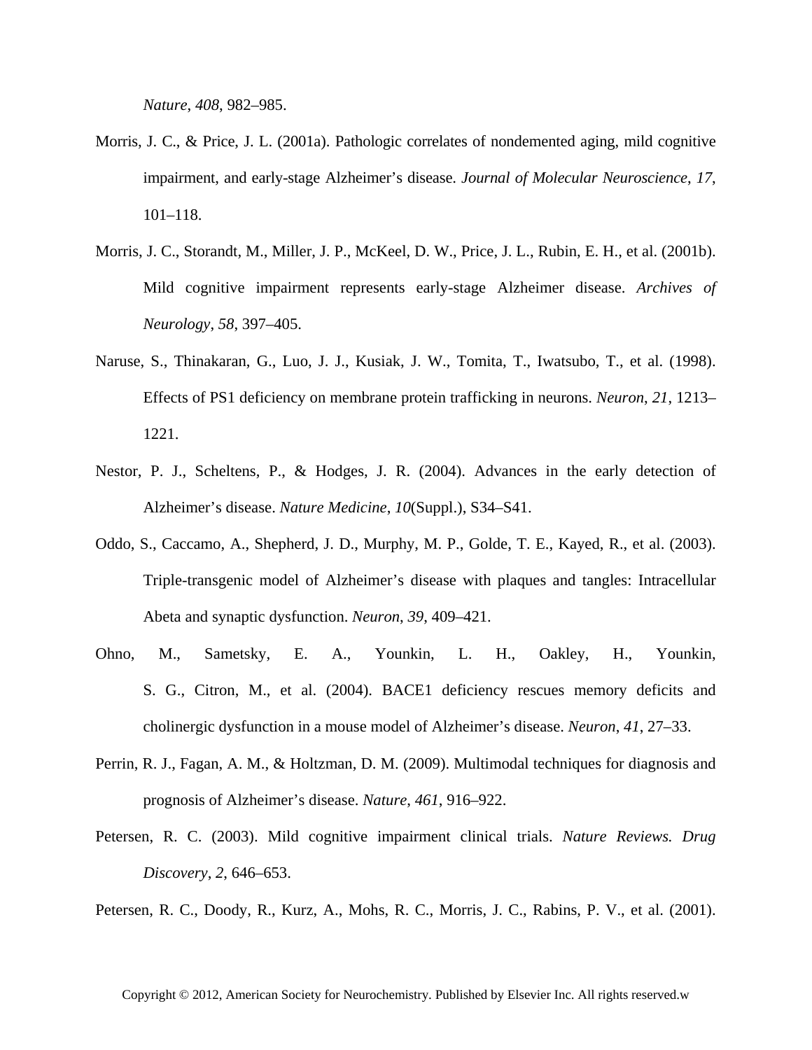*Nature*, *408*, 982–985.

Morris, J. C., & Price, J. L. (2001a). Pathologic correlates of nondemented aging, mild cognitive impairment, and early-stage Alzheimer's disease. *Journal of Molecular Neuroscience*, *17*, 101–118.

Morris, J. C., Storandt, M., Miller, J. P., McKeel, D. W., Price, J. L., Rubin, E. H., et al. (2001b). Mild cognitive impairment represents early-stage Alzheimer disease. *Archives of Neurology*, *58*, 397–405.

Naruse, S., Thinakaran, G., Luo, J. J., Kusiak, J. W., Tomita, T., Iwatsubo, T., et al. (1998). Effects of PS1 deficiency on membrane protein trafficking in neurons. *Neuron*, *21*, 1213–1221.

Nestor, P. J., Scheltens, P., & Hodges, J. R. (2004). Advances in the early detection of Alzheimer's disease. *Nature Medicine*, *10*(Suppl.), S34–S41.

Oddo, S., Caccamo, A., Shepherd, J. D., Murphy, M. P., Golde, T. E., Kayed, R., et al. (2003). Triple-transgenic model of Alzheimer's disease with plaques and tangles: Intracellular Abeta and synaptic dysfunction. *Neuron*, *39*, 409–421.

Ohno, M., Sametsky, E. A., Younkin, L. H., Oakley, H., Younkin, S. G., Citron, M., et al. (2004). BACE1 deficiency rescues memory deficits and cholinergic dysfunction in a mouse model of Alzheimer's disease. *Neuron*, *41*, 27–33.

Perrin, R. J., Fagan, A. M., & Holtzman, D. M. (2009). Multimodal techniques for diagnosis and prognosis of Alzheimer's disease. *Nature*, *461*, 916–922.

Petersen, R. C. (2003). Mild cognitive impairment clinical trials. *Nature Reviews. Drug Discovery*, *2*, 646–653.

Petersen, R. C., Doody, R., Kurz, A., Mohs, R. C., Morris, J. C., Rabins, P. V., et al. (2001).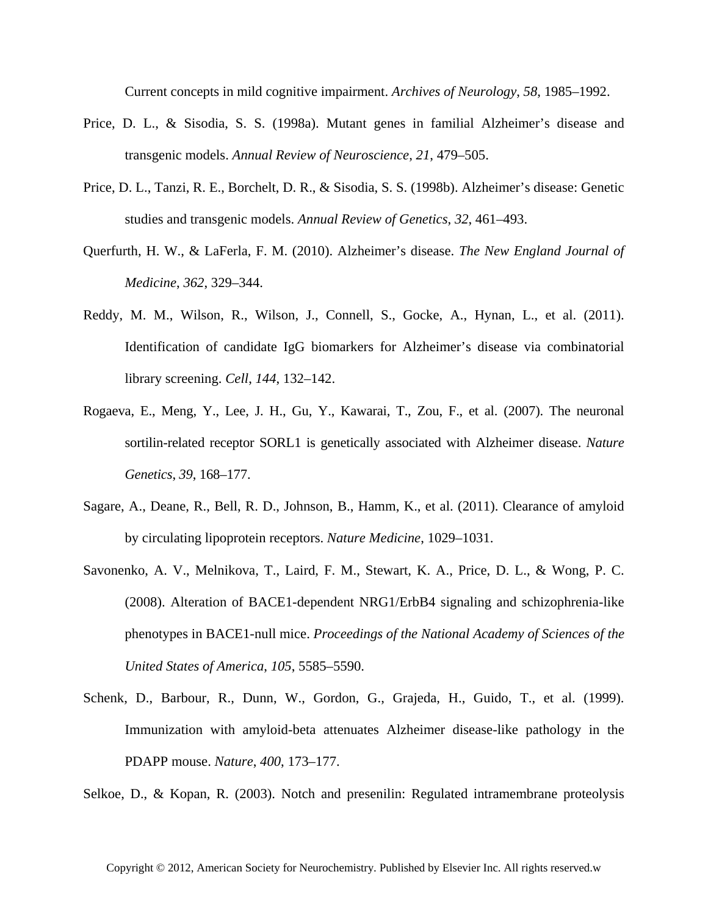Current concepts in mild cognitive impairment. *Archives of Neurology*, *58*, 1985–1992.

Price, D. L., & Sisodia, S. S. (1998a). Mutant genes in familial Alzheimer's disease and transgenic models. *Annual Review of Neuroscience*, *21*, 479–505.

Price, D. L., Tanzi, R. E., Borchelt, D. R., & Sisodia, S. S. (1998b). Alzheimer's disease: Genetic studies and transgenic models. *Annual Review of Genetics*, *32*, 461–493.

Querfurth, H. W., & LaFerla, F. M. (2010). Alzheimer's disease. *The New England Journal of Medicine*, *362*, 329–344.

Reddy, M. M., Wilson, R., Wilson, J., Connell, S., Gocke, A., Hynan, L., et al. (2011). Identification of candidate IgG biomarkers for Alzheimer's disease via combinatorial library screening. *Cell*, *144*, 132–142.

Rogaeva, E., Meng, Y., Lee, J. H., Gu, Y., Kawarai, T., Zou, F., et al. (2007). The neuronal sortilin-related receptor SORL1 is genetically associated with Alzheimer disease. *Nature Genetics*, *39*, 168–177.

Sagare, A., Deane, R., Bell, R. D., Johnson, B., Hamm, K., et al. (2011). Clearance of amyloid by circulating lipoprotein receptors. *Nature Medicine*, 1029–1031.

Savonenko, A. V., Melnikova, T., Laird, F. M., Stewart, K. A., Price, D. L., & Wong, P. C. (2008). Alteration of BACE1-dependent NRG1/ErbB4 signaling and schizophrenia-like phenotypes in BACE1-null mice. *Proceedings of the National Academy of Sciences of the United States of America*, *105*, 5585–5590.

Schenk, D., Barbour, R., Dunn, W., Gordon, G., Grajeda, H., Guido, T., et al. (1999). Immunization with amyloid-beta attenuates Alzheimer disease-like pathology in the PDAPP mouse. *Nature*, *400*, 173–177.

Selkoe, D., & Kopan, R. (2003). Notch and presenilin: Regulated intramembrane proteolysis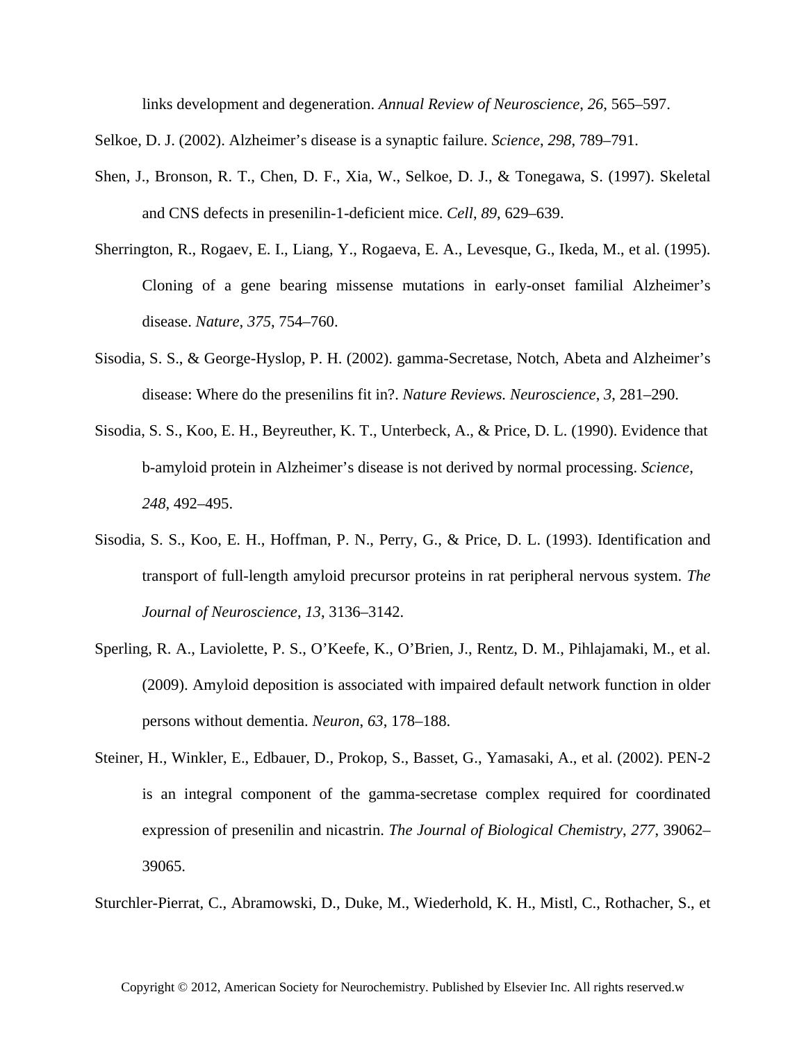links development and degeneration. *Annual Review of Neuroscience*, *26*, 565–597.

Selkoe, D. J. (2002). Alzheimer's disease is a synaptic failure. *Science*, *298*, 789–791.

Shen, J., Bronson, R. T., Chen, D. F., Xia, W., Selkoe, D. J., & Tonegawa, S. (1997). Skeletal and CNS defects in presenilin-1-deficient mice. *Cell*, *89*, 629–639.

Sherrington, R., Rogaev, E. I., Liang, Y., Rogaeva, E. A., Levesque, G., Ikeda, M., et al. (1995). Cloning of a gene bearing missense mutations in early-onset familial Alzheimer's disease. *Nature*, *375*, 754–760.

Sisodia, S. S., & George-Hyslop, P. H. (2002). gamma-Secretase, Notch, Abeta and Alzheimer's disease: Where do the presenilins fit in?. *Nature Reviews. Neuroscience*, *3*, 281–290.

Sisodia, S. S., Koo, E. H., Beyreuther, K. T., Unterbeck, A., & Price, D. L. (1990). Evidence that b-amyloid protein in Alzheimer's disease is not derived by normal processing. *Science*, *248*, 492–495.

Sisodia, S. S., Koo, E. H., Hoffman, P. N., Perry, G., & Price, D. L. (1993). Identification and transport of full-length amyloid precursor proteins in rat peripheral nervous system. *The Journal of Neuroscience*, *13*, 3136–3142.

Sperling, R. A., Laviolette, P. S., O'Keefe, K., O'Brien, J., Rentz, D. M., Pihlajamaki, M., et al. (2009). Amyloid deposition is associated with impaired default network function in older persons without dementia. *Neuron*, *63*, 178–188.

Steiner, H., Winkler, E., Edbauer, D., Prokop, S., Basset, G., Yamasaki, A., et al. (2002). PEN-2 is an integral component of the gamma-secretase complex required for coordinated expression of presenilin and nicastrin. *The Journal of Biological Chemistry*, *277*, 39062–39065.

Sturchler-Pierrat, C., Abramowski, D., Duke, M., Wiederhold, K. H., Mistl, C., Rothacher, S., et

Copyright © 2012, American Society for Neurochemistry. Published by Elsevier Inc. All rights reserved.w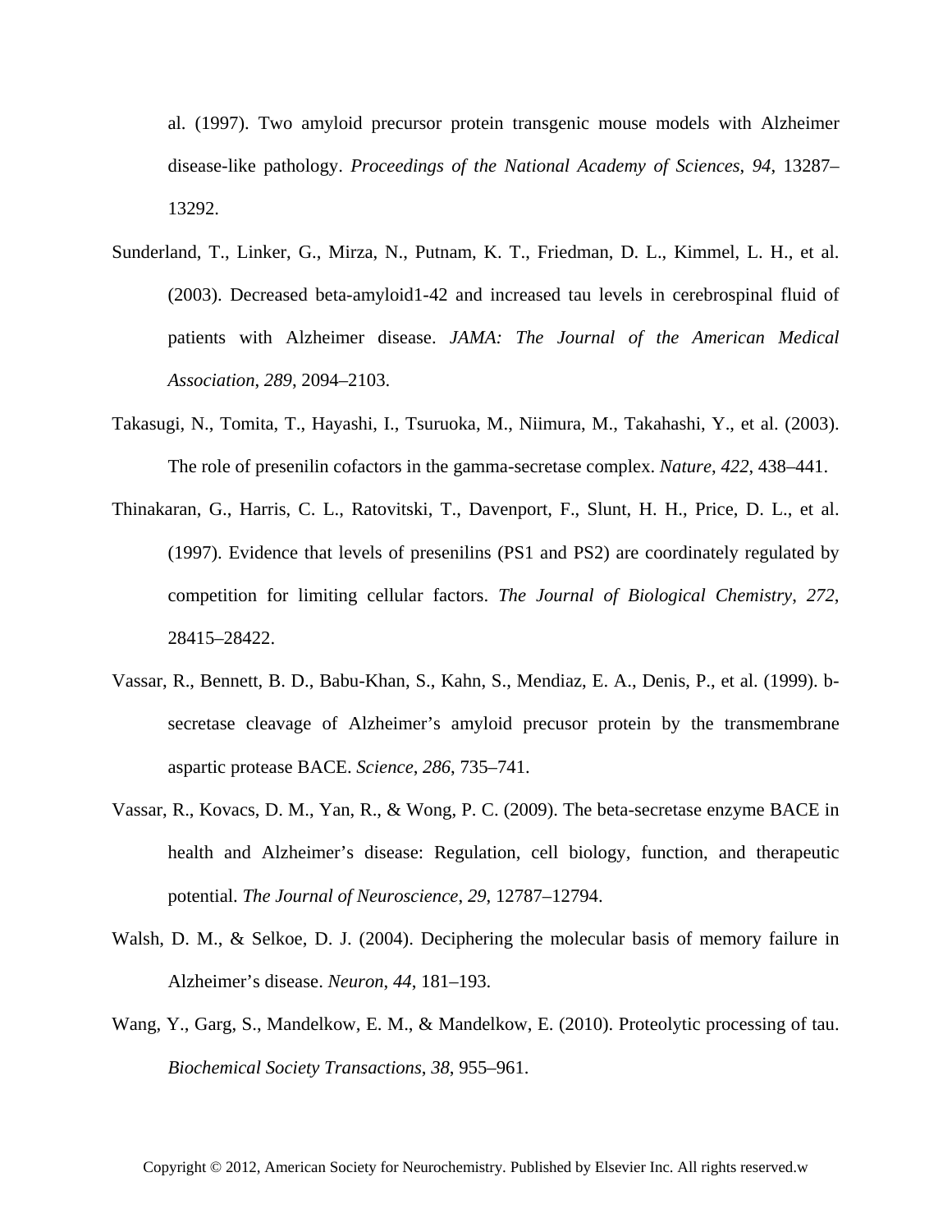al. (1997). Two amyloid precursor protein transgenic mouse models with Alzheimer disease-like pathology. *Proceedings of the National Academy of Sciences*, *94*, 13287–13292.

Sunderland, T., Linker, G., Mirza, N., Putnam, K. T., Friedman, D. L., Kimmel, L. H., et al. (2003). Decreased beta-amyloid1-42 and increased tau levels in cerebrospinal fluid of patients with Alzheimer disease. *JAMA: The Journal of the American Medical Association*, *289*, 2094–2103.

Takasugi, N., Tomita, T., Hayashi, I., Tsuruoka, M., Niimura, M., Takahashi, Y., et al. (2003). The role of presenilin cofactors in the gamma-secretase complex. *Nature*, *422*, 438–441.

Thinakaran, G., Harris, C. L., Ratovitski, T., Davenport, F., Slunt, H. H., Price, D. L., et al. (1997). Evidence that levels of presenilins (PS1 and PS2) are coordinately regulated by competition for limiting cellular factors. *The Journal of Biological Chemistry*, *272*, 28415–28422.

Vassar, R., Bennett, B. D., Babu-Khan, S., Kahn, S., Mendiaz, E. A., Denis, P., et al. (1999). b-secretase cleavage of Alzheimer's amyloid precusor protein by the transmembrane aspartic protease BACE. *Science*, *286*, 735–741.

Vassar, R., Kovacs, D. M., Yan, R., & Wong, P. C. (2009). The beta-secretase enzyme BACE in health and Alzheimer's disease: Regulation, cell biology, function, and therapeutic potential. *The Journal of Neuroscience*, *29*, 12787–12794.

Walsh, D. M., & Selkoe, D. J. (2004). Deciphering the molecular basis of memory failure in Alzheimer's disease. *Neuron*, *44*, 181–193.

Wang, Y., Garg, S., Mandelkow, E. M., & Mandelkow, E. (2010). Proteolytic processing of tau. *Biochemical Society Transactions*, *38*, 955–961.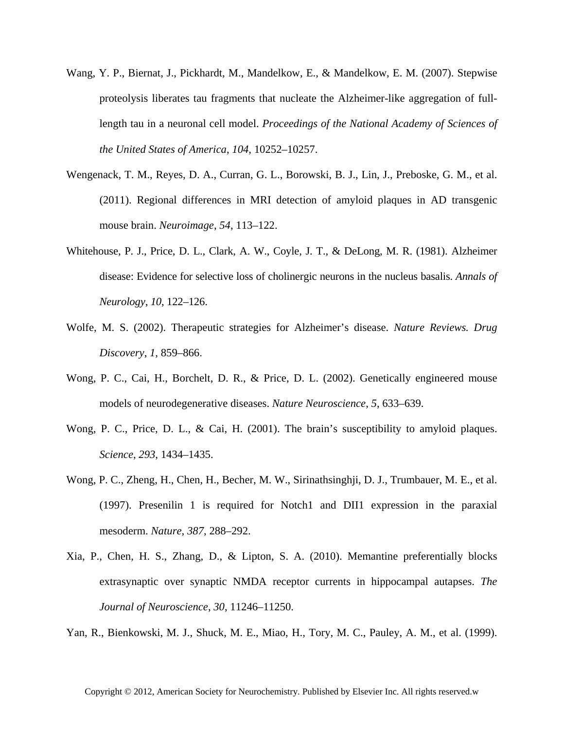Wang, Y. P., Biernat, J., Pickhardt, M., Mandelkow, E., & Mandelkow, E. M. (2007). Stepwise proteolysis liberates tau fragments that nucleate the Alzheimer-like aggregation of full-length tau in a neuronal cell model. *Proceedings of the National Academy of Sciences of the United States of America*, *104*, 10252–10257.

Wengenack, T. M., Reyes, D. A., Curran, G. L., Borowski, B. J., Lin, J., Preboske, G. M., et al. (2011). Regional differences in MRI detection of amyloid plaques in AD transgenic mouse brain. *Neuroimage*, *54*, 113–122.

Whitehouse, P. J., Price, D. L., Clark, A. W., Coyle, J. T., & DeLong, M. R. (1981). Alzheimer disease: Evidence for selective loss of cholinergic neurons in the nucleus basalis. *Annals of Neurology*, *10*, 122–126.

Wolfe, M. S. (2002). Therapeutic strategies for Alzheimer's disease. *Nature Reviews. Drug Discovery*, *1*, 859–866.

Wong, P. C., Cai, H., Borchelt, D. R., & Price, D. L. (2002). Genetically engineered mouse models of neurodegenerative diseases. *Nature Neuroscience*, *5*, 633–639.

Wong, P. C., Price, D. L., & Cai, H. (2001). The brain's susceptibility to amyloid plaques. *Science*, *293*, 1434–1435.

Wong, P. C., Zheng, H., Chen, H., Becher, M. W., Sirinathsinghji, D. J., Trumbauer, M. E., et al. (1997). Presenilin 1 is required for Notch1 and DII1 expression in the paraxial mesoderm. *Nature*, *387*, 288–292.

Xia, P., Chen, H. S., Zhang, D., & Lipton, S. A. (2010). Memantine preferentially blocks extrasynaptic over synaptic NMDA receptor currents in hippocampal autapses. *The Journal of Neuroscience*, *30*, 11246–11250.

Yan, R., Bienkowski, M. J., Shuck, M. E., Miao, H., Tory, M. C., Pauley, A. M., et al. (1999).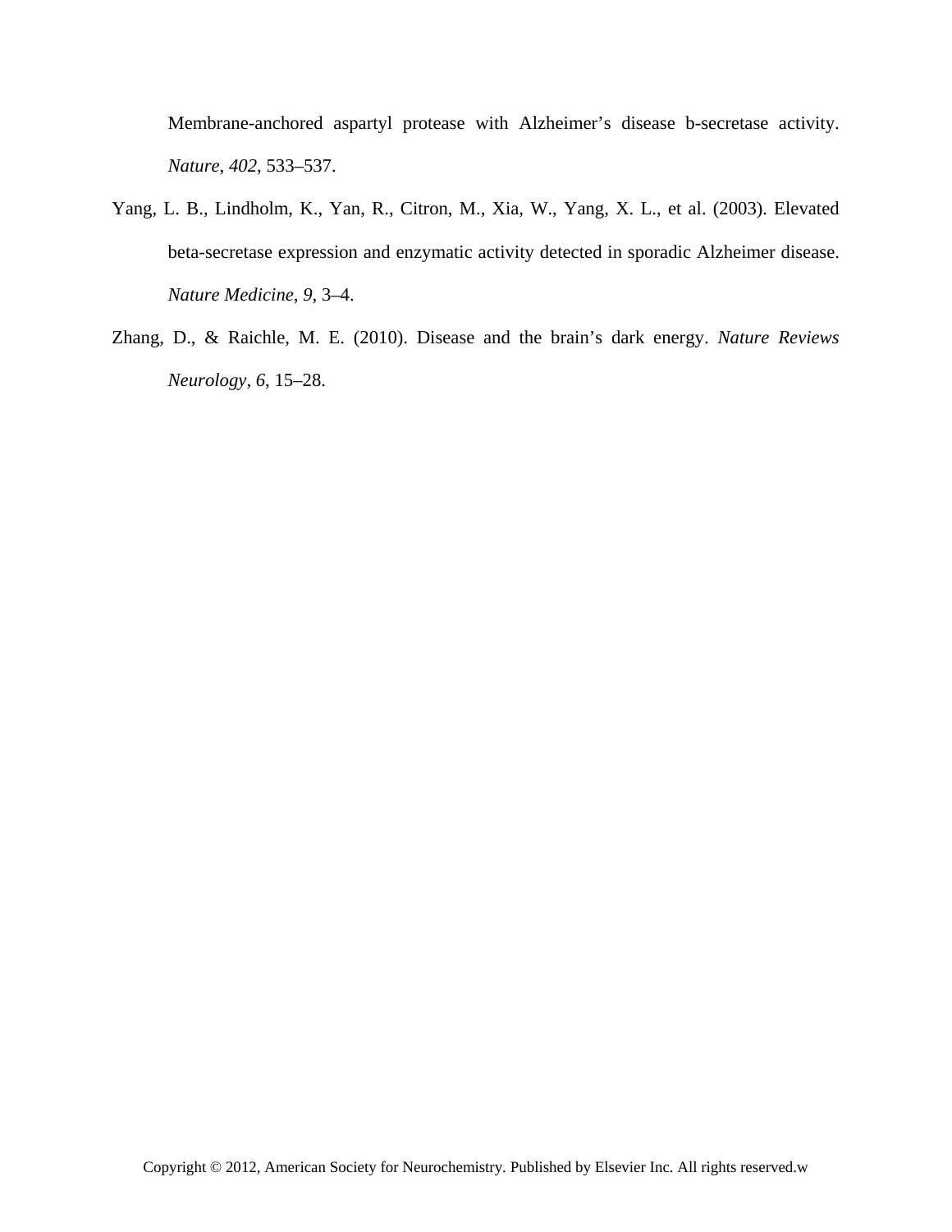Membrane-anchored aspartyl protease with Alzheimer's disease b-secretase activity. *Nature*, *402*, 533–537.

Yang, L. B., Lindholm, K., Yan, R., Citron, M., Xia, W., Yang, X. L., et al. (2003). Elevated beta-secretase expression and enzymatic activity detected in sporadic Alzheimer disease. *Nature Medicine*, *9*, 3–4.

Zhang, D., & Raichle, M. E. (2010). Disease and the brain's dark energy. *Nature Reviews Neurology*, *6*, 15–28.